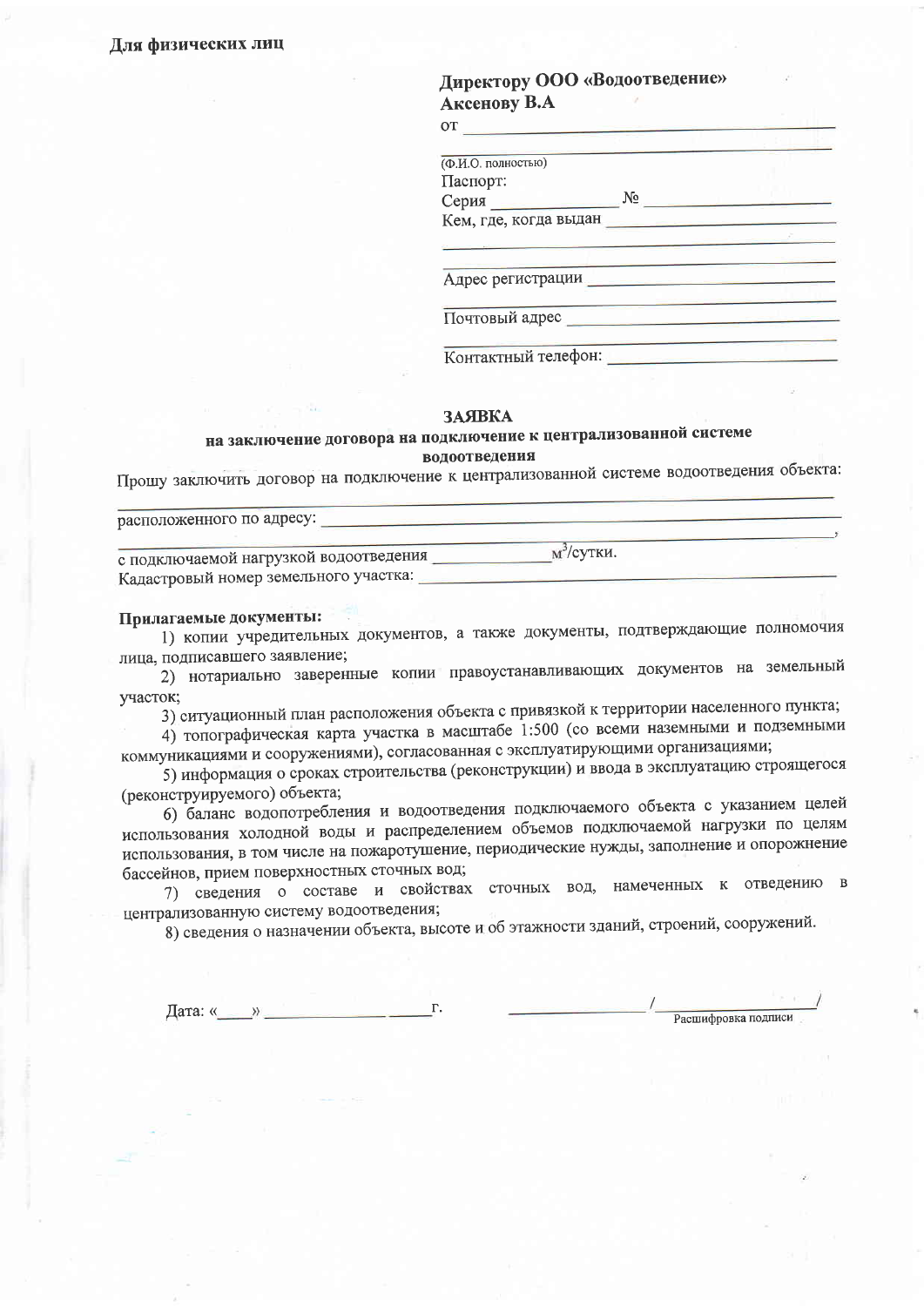**Для физических лиц**

**Директору ООО «Водоотведение»**
**Аксенову В.А**

от ____________________________________________

____________________________________________

(Ф.И.О. полностью)

Паспорт:

Серия ______________ № ____________________

Кем, где, когда выдан ________________________

____________________________________________

____________________________________________

Адрес регистрации ___________________________

____________________________________________

Почтовый адрес _____________________________

____________________________________________

Контактный телефон: _________________________

## ЗАЯВКА

### на заключение договора на подключение к централизованной системе водоотведения

Прошу заключить договор на подключение к централизованной системе водоотведения объекта:

__________________________________________________________________________________

расположенного по адресу: __________________________________________________________

__________________________________________________________________________________,

с подключаемой нагрузкой водоотведения ______________ $м^3$/сутки.

Кадастровый номер земельного участка: ______________________________________________

**Прилагаемые документы:**

1) копии учредительных документов, а также документы, подтверждающие полномочия лица, подписавшего заявление;

2) нотариально заверенные копии правоустанавливающих документов на земельный участок;

3) ситуационный план расположения объекта с привязкой к территории населенного пункта;

4) топографическая карта участка в масштабе 1:500 (со всеми наземными и подземными коммуникациями и сооружениями), согласованная с эксплуатирующими организациями;

5) информация о сроках строительства (реконструкции) и ввода в эксплуатацию строящегося (реконструируемого) объекта;

6) баланс водопотребления и водоотведения подключаемого объекта с указанием целей использования холодной воды и распределением объемов подключаемой нагрузки по целям использования, в том числе на пожаротушение, периодические нужды, заполнение и опорожнение бассейнов, прием поверхностных сточных вод;

7) сведения о составе и свойствах сточных вод, намеченных к отведению в централизованную систему водоотведения;

8) сведения о назначении объекта, высоте и об этажности зданий, строений, сооружений.

Дата: «____» ________________ _____г.                    ________________ /__________________/

Расшифровка подписи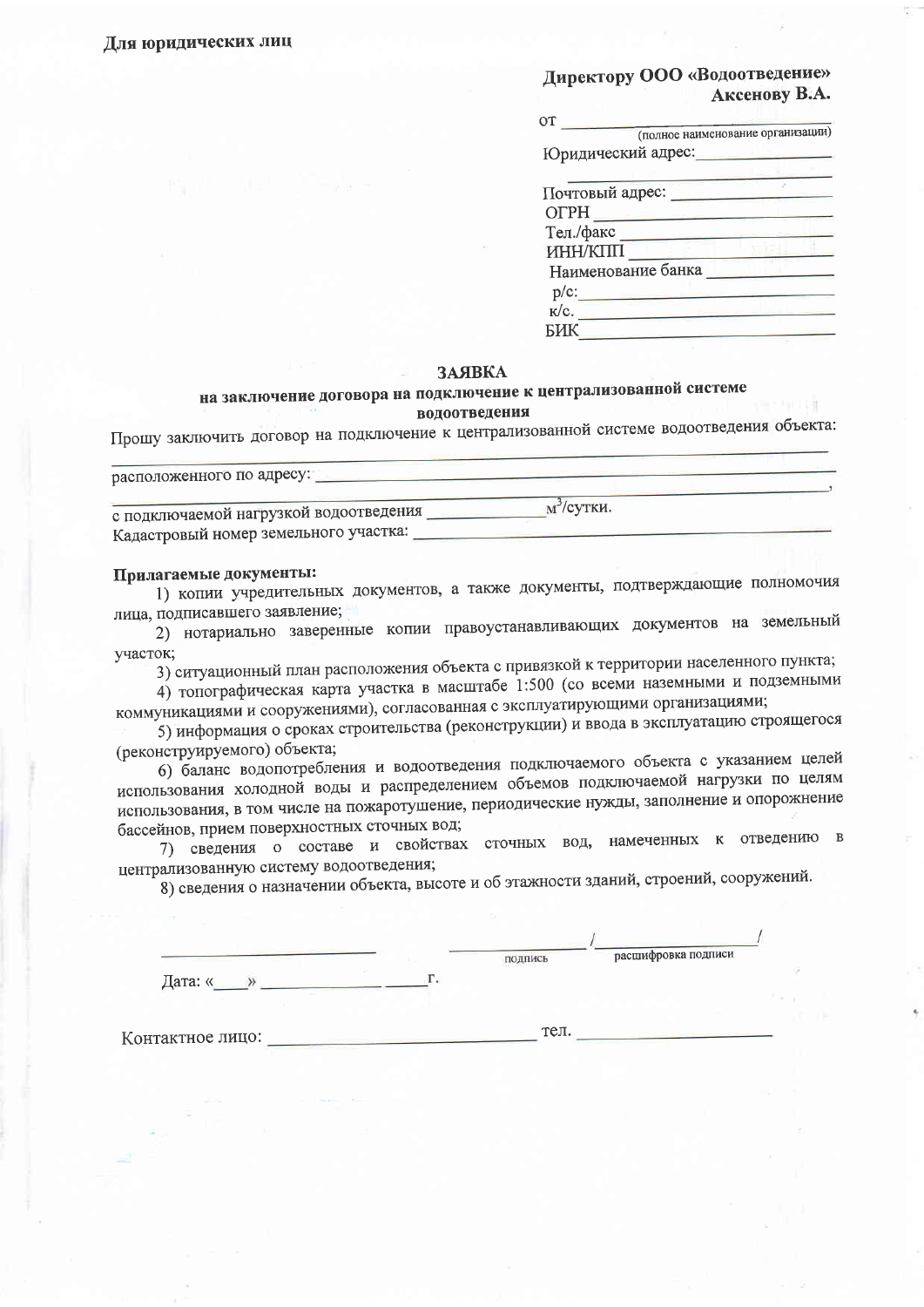Для юридических лиц

**Директору ООО «Водоотведение»**
**Аксенову В.А.**

от ________________________________
(полное наименование организации)
Юридический адрес:_______________
________________________________
Почтовый адрес: _________________
ОГРН __________________________
Тел./факс ______________________
ИНН/КПП ______________________
Наименование банка _____________
р/с:____________________________
к/с. ___________________________
БИК___________________________

**ЗАЯВКА**
**на заключение договора на подключение к централизованной системе водоотведения**

Прошу заключить договор на подключение к централизованной системе водоотведения объекта:
________________________________________________________________________

расположенного по адресу: __________________________________________________
________________________________________________________________________,
с подключаемой нагрузкой водоотведения ____________ $м^3$/сутки.
Кадастровый номер земельного участка: ______________________________________

**Прилагаемые документы:**

1) копии учредительных документов, а также документы, подтверждающие полномочия лица, подписавшего заявление;
2) нотариально заверенные копии правоустанавливающих документов на земельный участок;
3) ситуационный план расположения объекта с привязкой к территории населенного пункта;
4) топографическая карта участка в масштабе 1:500 (со всеми наземными и подземными коммуникациями и сооружениями), согласованная с эксплуатирующими организациями;
5) информация о сроках строительства (реконструкции) и ввода в эксплуатацию строящегося (реконструируемого) объекта;
6) баланс водопотребления и водоотведения подключаемого объекта с указанием целей использования холодной воды и распределением объемов подключаемой нагрузки по целям использования, в том числе на пожаротушение, периодические нужды, заполнение и опорожнение бассейнов, прием поверхностных сточных вод;
7) сведения о составе и свойствах сточных вод, намеченных к отведению в централизованную систему водоотведения;
8) сведения о назначении объекта, высоте и об этажности зданий, строений, сооружений.

_______________________ _______________ /_______________________/
подпись расшифровка подписи

Дата: «____» _______________ _____г.

Контактное лицо: ___________________________ тел. ____________________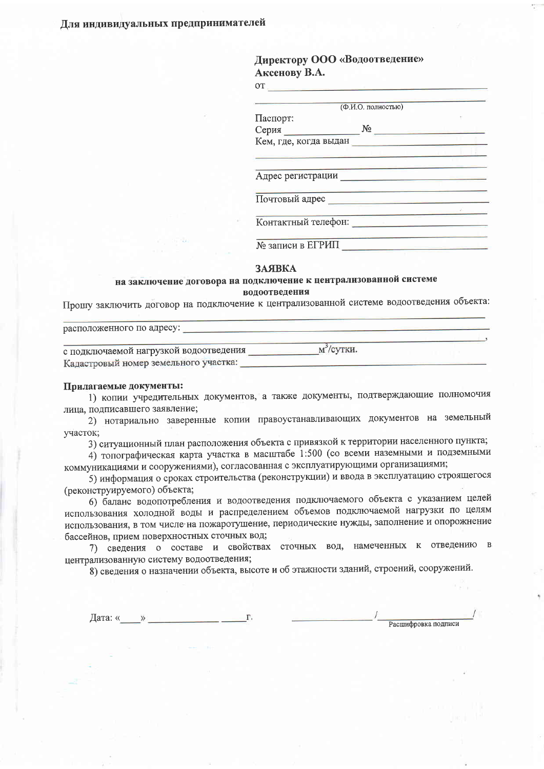**Для индивидуальных предпринимателей**

**Директору ООО «Водоотведение»**
**Аксенову В.А.**
от ______________________________

______________________________
(Ф.И.О. полностью)

Паспорт:
Серия __________ № ______________
Кем, где, когда выдан ______________________

______________________________

______________________________

Адрес регистрации ______________________

______________________________

Почтовый адрес ______________________

______________________________

Контактный телефон: ______________________

______________________________

№ записи в ЕГРИП ______________________

## ЗАЯВКА
### на заключение договора на подключение к централизованной системе водоотведения

Прошу заключить договор на подключение к централизованной системе водоотведения объекта:
______________________________________________________________

расположенного по адресу: ______________________________________

______________________________________________________________,

с подключаемой нагрузкой водоотведения __________ **$м^3$/сутки.**

Кадастровый номер земельного участка: ______________________________

**Прилагаемые документы:**

1) копии учредительных документов, а также документы, подтверждающие полномочия лица, подписавшего заявление;
2) нотариально заверенные копии правоустанавливающих документов на земельный участок;
3) ситуационный план расположения объекта с привязкой к территории населенного пункта;
4) топографическая карта участка в масштабе 1:500 (со всеми наземными и подземными коммуникациями и сооружениями), согласованная с эксплуатирующими организациями;
5) информация о сроках строительства (реконструкции) и ввода в эксплуатацию строящегося (реконструируемого) объекта;
6) баланс водопотребления и водоотведения подключаемого объекта с указанием целей использования холодной воды и распределением объемов подключаемой нагрузки по целям использования, в том числе на пожаротушение, периодические нужды, заполнение и опорожнение бассейнов, прием поверхностных сточных вод;
7) сведения о составе и свойствах сточных вод, намеченных к отведению в централизованную систему водоотведения;
8) сведения о назначении объекта, высоте и об этажности зданий, строений, сооружений.

Дата: «____» ______________ _____г.

______________ /______________/
Расшифровка подписи